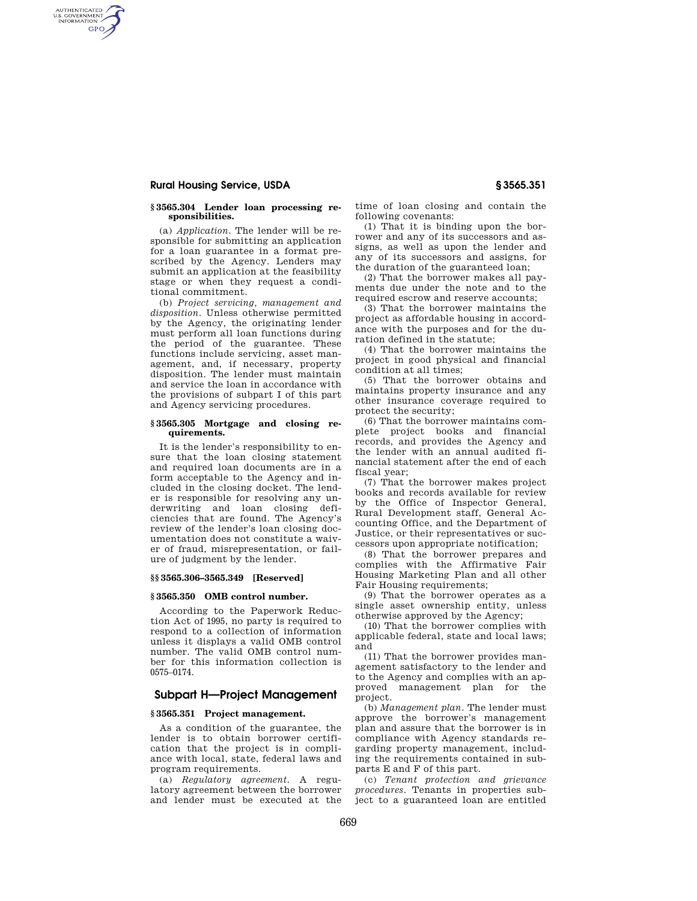### § 3565.304 Lender loan processing responsibilities.

(a) *Application.* The lender will be responsible for submitting an application for a loan guarantee in a format prescribed by the Agency. Lenders may submit an application at the feasibility stage or when they request a conditional commitment.

(b) *Project servicing, management and disposition.* Unless otherwise permitted by the Agency, the originating lender must perform all loan functions during the period of the guarantee. These functions include servicing, asset management, and, if necessary, property disposition. The lender must maintain and service the loan in accordance with the provisions of subpart I of this part and Agency servicing procedures.

### § 3565.305 Mortgage and closing requirements.

It is the lender's responsibility to ensure that the loan closing statement and required loan documents are in a form acceptable to the Agency and included in the closing docket. The lender is responsible for resolving any underwriting and loan closing deficiencies that are found. The Agency's review of the lender's loan closing documentation does not constitute a waiver of fraud, misrepresentation, or failure of judgment by the lender.

### §§ 3565.306–3565.349 [Reserved]

### § 3565.350 OMB control number.

According to the Paperwork Reduction Act of 1995, no party is required to respond to a collection of information unless it displays a valid OMB control number. The valid OMB control number for this information collection is 0575–0174.

## Subpart H—Project Management

### § 3565.351 Project management.

As a condition of the guarantee, the lender is to obtain borrower certification that the project is in compliance with local, state, federal laws and program requirements.

(a) *Regulatory agreement.* A regulatory agreement between the borrower and lender must be executed at the time of loan closing and contain the following covenants:

(1) That it is binding upon the borrower and any of its successors and assigns, as well as upon the lender and any of its successors and assigns, for the duration of the guaranteed loan;

(2) That the borrower makes all payments due under the note and to the required escrow and reserve accounts;

(3) That the borrower maintains the project as affordable housing in accordance with the purposes and for the duration defined in the statute;

(4) That the borrower maintains the project in good physical and financial condition at all times;

(5) That the borrower obtains and maintains property insurance and any other insurance coverage required to protect the security;

(6) That the borrower maintains complete project books and financial records, and provides the Agency and the lender with an annual audited financial statement after the end of each fiscal year;

(7) That the borrower makes project books and records available for review by the Office of Inspector General, Rural Development staff, General Accounting Office, and the Department of Justice, or their representatives or successors upon appropriate notification;

(8) That the borrower prepares and complies with the Affirmative Fair Housing Marketing Plan and all other Fair Housing requirements;

(9) That the borrower operates as a single asset ownership entity, unless otherwise approved by the Agency;

(10) That the borrower complies with applicable federal, state and local laws; and

(11) That the borrower provides management satisfactory to the lender and to the Agency and complies with an approved management plan for the project.

(b) *Management plan.* The lender must approve the borrower's management plan and assure that the borrower is in compliance with Agency standards regarding property management, including the requirements contained in subparts E and F of this part.

(c) *Tenant protection and grievance procedures.* Tenants in properties subject to a guaranteed loan are entitled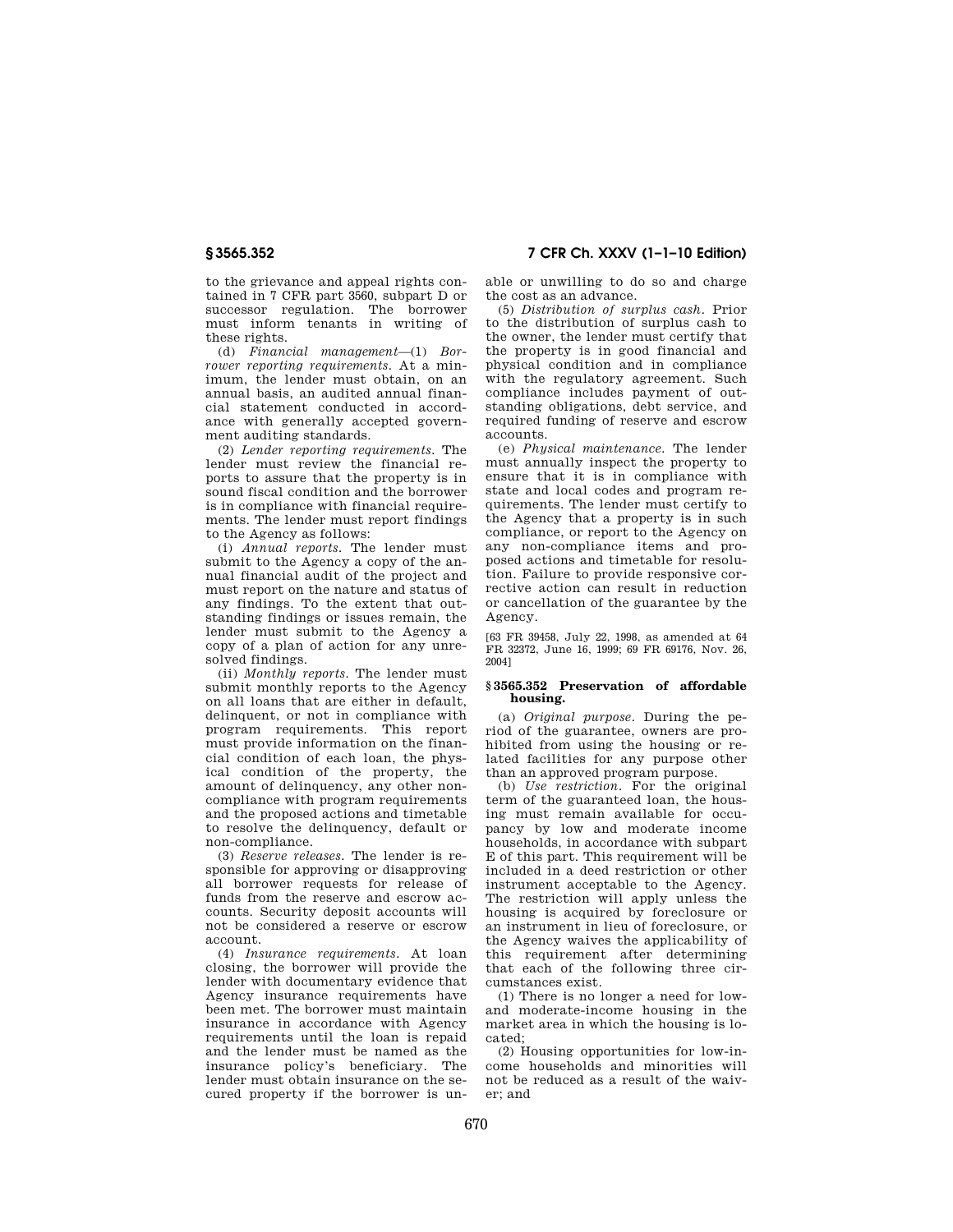to the grievance and appeal rights contained in 7 CFR part 3560, subpart D or successor regulation. The borrower must inform tenants in writing of these rights.

(d) *Financial management*—(1) *Borrower reporting requirements.* At a minimum, the lender must obtain, on an annual basis, an audited annual financial statement conducted in accordance with generally accepted government auditing standards.

(2) *Lender reporting requirements.* The lender must review the financial reports to assure that the property is in sound fiscal condition and the borrower is in compliance with financial requirements. The lender must report findings to the Agency as follows:

(i) *Annual reports.* The lender must submit to the Agency a copy of the annual financial audit of the project and must report on the nature and status of any findings. To the extent that outstanding findings or issues remain, the lender must submit to the Agency a copy of a plan of action for any unresolved findings.

(ii) *Monthly reports.* The lender must submit monthly reports to the Agency on all loans that are either in default, delinquent, or not in compliance with program requirements. This report must provide information on the financial condition of each loan, the physical condition of the property, the amount of delinquency, any other noncompliance with program requirements and the proposed actions and timetable to resolve the delinquency, default or non-compliance.

(3) *Reserve releases.* The lender is responsible for approving or disapproving all borrower requests for release of funds from the reserve and escrow accounts. Security deposit accounts will not be considered a reserve or escrow account.

(4) *Insurance requirements.* At loan closing, the borrower will provide the lender with documentary evidence that Agency insurance requirements have been met. The borrower must maintain insurance in accordance with Agency requirements until the loan is repaid and the lender must be named as the insurance policy's beneficiary. The lender must obtain insurance on the secured property if the borrower is unable or unwilling to do so and charge the cost as an advance.

(5) *Distribution of surplus cash.* Prior to the distribution of surplus cash to the owner, the lender must certify that the property is in good financial and physical condition and in compliance with the regulatory agreement. Such compliance includes payment of outstanding obligations, debt service, and required funding of reserve and escrow accounts.

(e) *Physical maintenance.* The lender must annually inspect the property to ensure that it is in compliance with state and local codes and program requirements. The lender must certify to the Agency that a property is in such compliance, or report to the Agency on any non-compliance items and proposed actions and timetable for resolution. Failure to provide responsive corrective action can result in reduction or cancellation of the guarantee by the Agency.

[63 FR 39458, July 22, 1998, as amended at 64 FR 32372, June 16, 1999; 69 FR 69176, Nov. 26, 2004]

## § 3565.352 Preservation of affordable housing.

(a) *Original purpose.* During the period of the guarantee, owners are prohibited from using the housing or related facilities for any purpose other than an approved program purpose.

(b) *Use restriction.* For the original term of the guaranteed loan, the housing must remain available for occupancy by low and moderate income households, in accordance with subpart E of this part. This requirement will be included in a deed restriction or other instrument acceptable to the Agency. The restriction will apply unless the housing is acquired by foreclosure or an instrument in lieu of foreclosure, or the Agency waives the applicability of this requirement after determining that each of the following three circumstances exist.

(1) There is no longer a need for low- and moderate-income housing in the market area in which the housing is located;

(2) Housing opportunities for low-income households and minorities will not be reduced as a result of the waiver; and